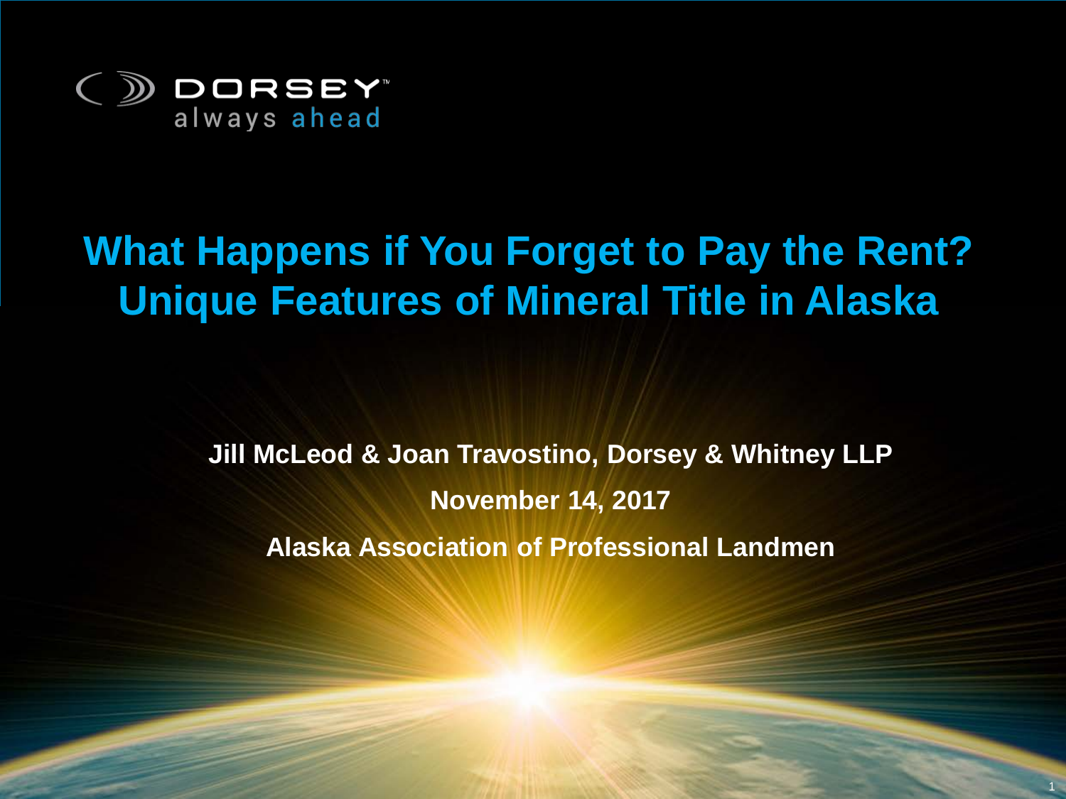DORSEY
always ahead

# What Happens if You Forget to Pay the Rent? Unique Features of Mineral Title in Alaska

**Jill McLeod & Joan Travostino, Dorsey & Whitney LLP**

**November 14, 2017**

**Alaska Association of Professional Landmen**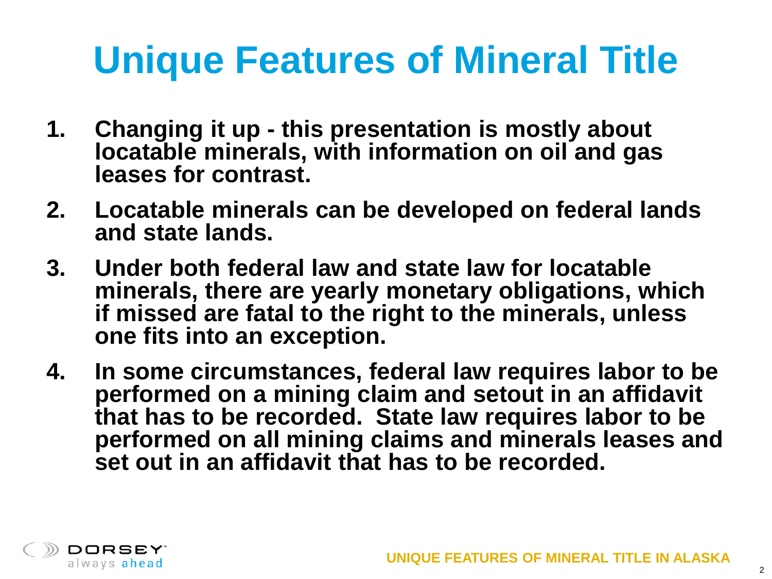# Unique Features of Mineral Title

1. **Changing it up - this presentation is mostly about locatable minerals, with information on oil and gas leases for contrast.**
2. **Locatable minerals can be developed on federal lands and state lands.**
3. **Under both federal law and state law for locatable minerals, there are yearly monetary obligations, which if missed are fatal to the right to the minerals, unless one fits into an exception.**
4. **In some circumstances, federal law requires labor to be performed on a mining claim and setout in an affidavit that has to be recorded. State law requires labor to be performed on all mining claims and minerals leases and set out in an affidavit that has to be recorded.**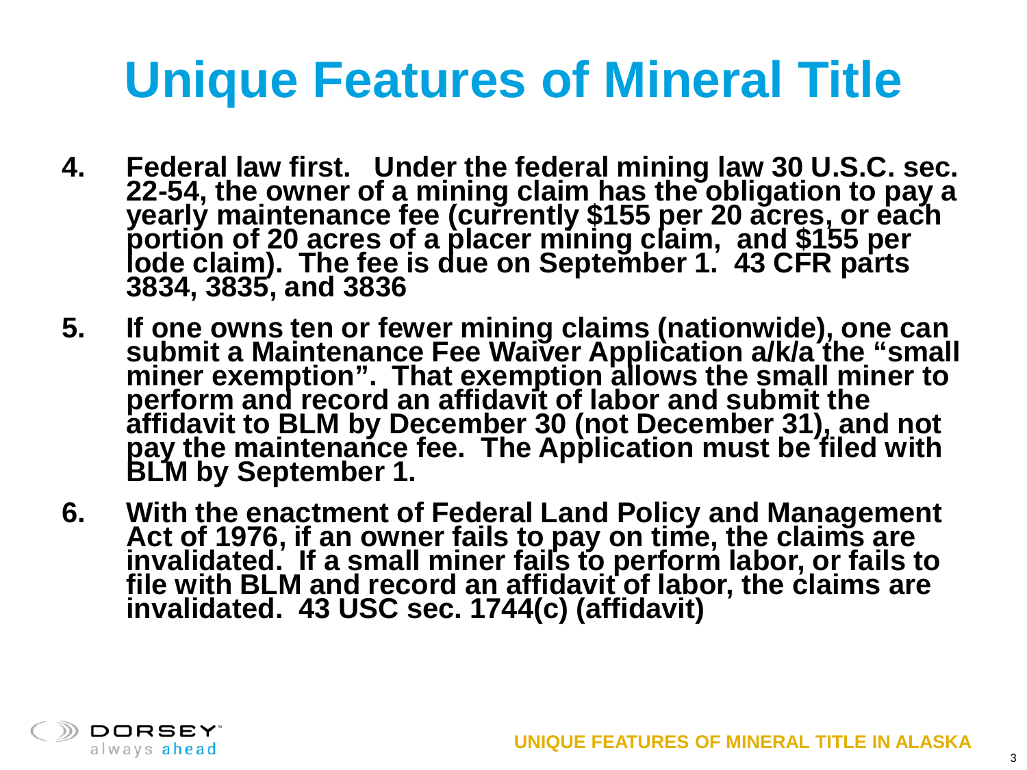# Unique Features of Mineral Title

4. **Federal law first. Under the federal mining law 30 U.S.C. sec. 22-54, the owner of a mining claim has the obligation to pay a yearly maintenance fee (currently $155 per 20 acres, or each portion of 20 acres of a placer mining claim, and $155 per lode claim). The fee is due on September 1. 43 CFR parts 3834, 3835, and 3836**

5. **If one owns ten or fewer mining claims (nationwide), one can submit a Maintenance Fee Waiver Application a/k/a the "small miner exemption". That exemption allows the small miner to perform and record an affidavit of labor and submit the affidavit to BLM by December 30 (not December 31), and not pay the maintenance fee. The Application must be filed with BLM by September 1.**

6. **With the enactment of Federal Land Policy and Management Act of 1976, if an owner fails to pay on time, the claims are invalidated. If a small miner fails to perform labor, or fails to file with BLM and record an affidavit of labor, the claims are invalidated. 43 USC sec. 1744(c) (affidavit)**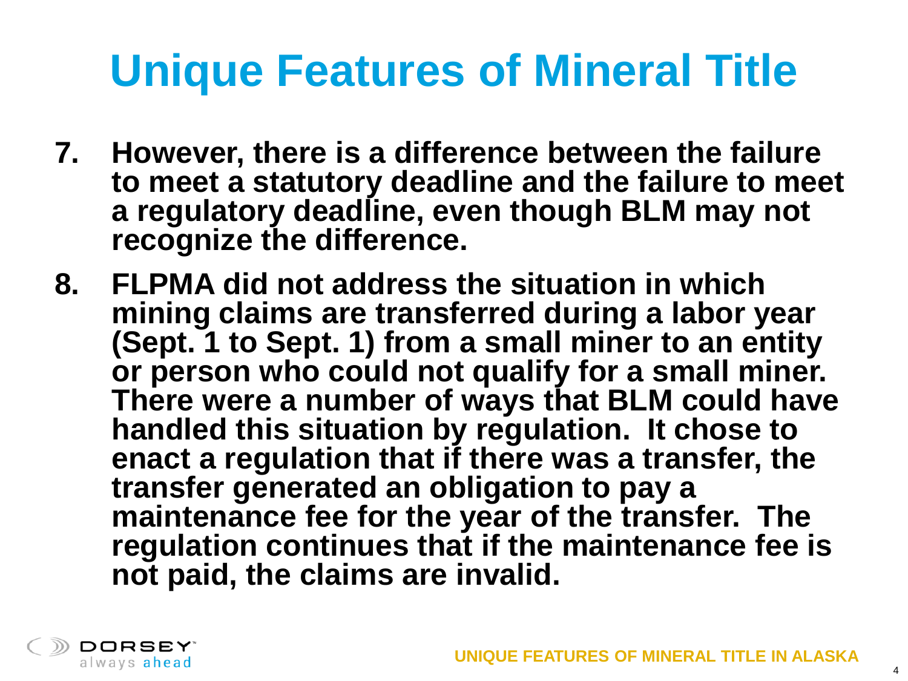# Unique Features of Mineral Title

7. However, there is a difference between the failure to meet a statutory deadline and the failure to meet a regulatory deadline, even though BLM may not recognize the difference.
8. FLPMA did not address the situation in which mining claims are transferred during a labor year (Sept. 1 to Sept. 1) from a small miner to an entity or person who could not qualify for a small miner. There were a number of ways that BLM could have handled this situation by regulation. It chose to enact a regulation that if there was a transfer, the transfer generated an obligation to pay a maintenance fee for the year of the transfer. The regulation continues that if the maintenance fee is not paid, the claims are invalid.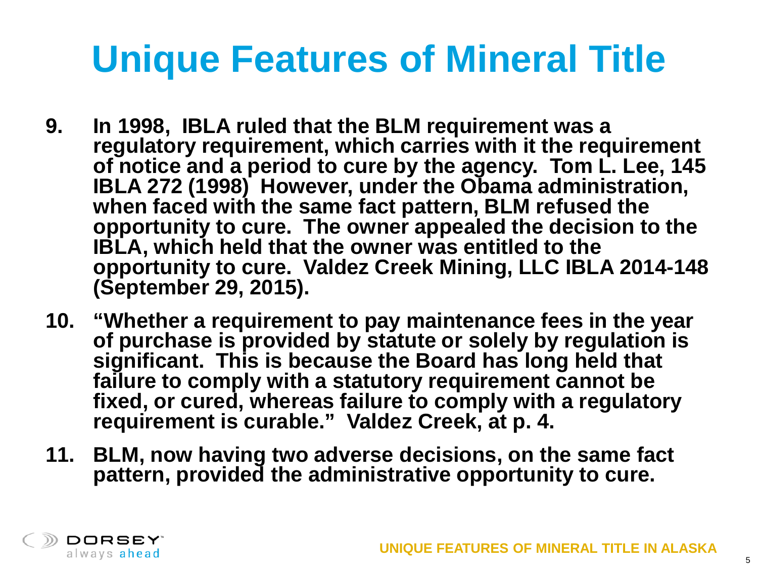# Unique Features of Mineral Title

9. **In 1998, IBLA ruled that the BLM requirement was a regulatory requirement, which carries with it the requirement of notice and a period to cure by the agency. Tom L. Lee, 145 IBLA 272 (1998) However, under the Obama administration, when faced with the same fact pattern, BLM refused the opportunity to cure. The owner appealed the decision to the IBLA, which held that the owner was entitled to the opportunity to cure. Valdez Creek Mining, LLC IBLA 2014-148 (September 29, 2015).**

10. **"Whether a requirement to pay maintenance fees in the year of purchase is provided by statute or solely by regulation is significant. This is because the Board has long held that failure to comply with a statutory requirement cannot be fixed, or cured, whereas failure to comply with a regulatory requirement is curable." Valdez Creek, at p. 4.**

11. **BLM, now having two adverse decisions, on the same fact pattern, provided the administrative opportunity to cure.**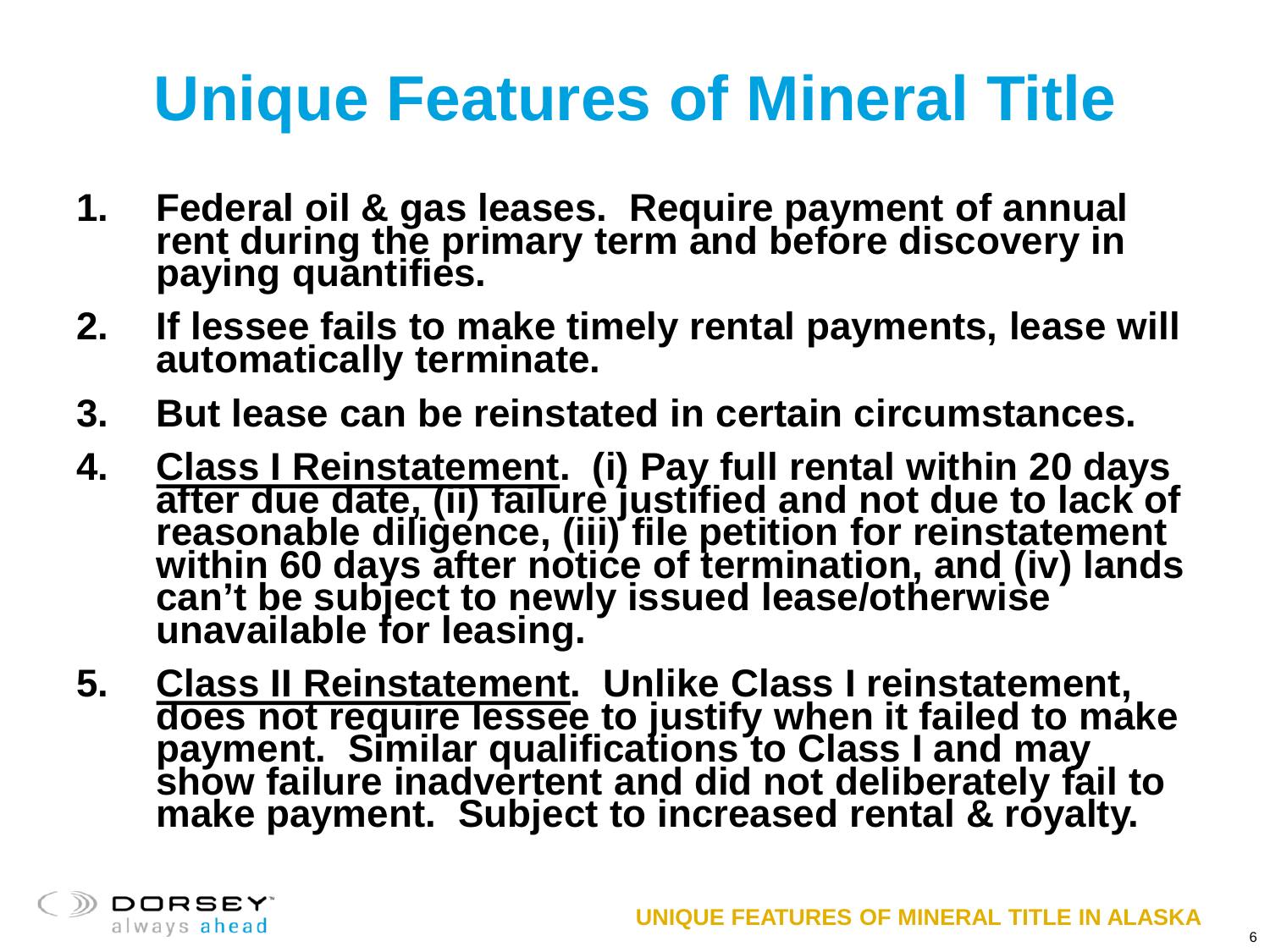# Unique Features of Mineral Title

1. **Federal oil & gas leases. Require payment of annual rent during the primary term and before discovery in paying quantifies.**
2. **If lessee fails to make timely rental payments, lease will automatically terminate.**
3. **But lease can be reinstated in certain circumstances.**
4. **<u>Class I Reinstatement</u>. (i) Pay full rental within 20 days after due date, (ii) failure justified and not due to lack of reasonable diligence, (iii) file petition for reinstatement within 60 days after notice of termination, and (iv) lands can't be subject to newly issued lease/otherwise unavailable for leasing.**
5. **<u>Class II Reinstatement</u>. Unlike Class I reinstatement, does not require lessee to justify when it failed to make payment. Similar qualifications to Class I and may show failure inadvertent and did not deliberately fail to make payment. Subject to increased rental & royalty.**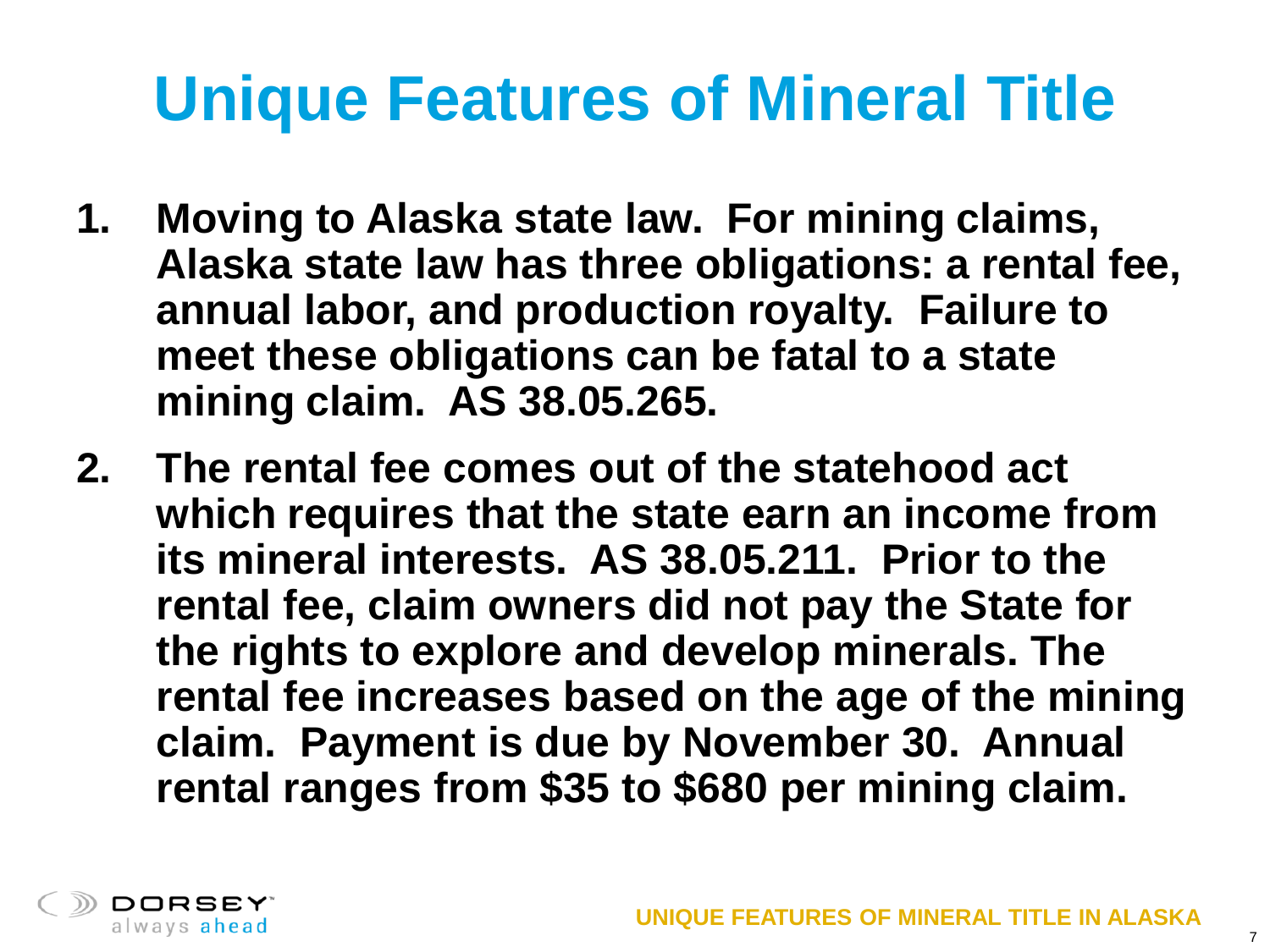# Unique Features of Mineral Title

1. **Moving to Alaska state law. For mining claims, Alaska state law has three obligations: a rental fee, annual labor, and production royalty. Failure to meet these obligations can be fatal to a state mining claim. AS 38.05.265.**

2. **The rental fee comes out of the statehood act which requires that the state earn an income from its mineral interests. AS 38.05.211. Prior to the rental fee, claim owners did not pay the State for the rights to explore and develop minerals. The rental fee increases based on the age of the mining claim. Payment is due by November 30. Annual rental ranges from $35 to $680 per mining claim.**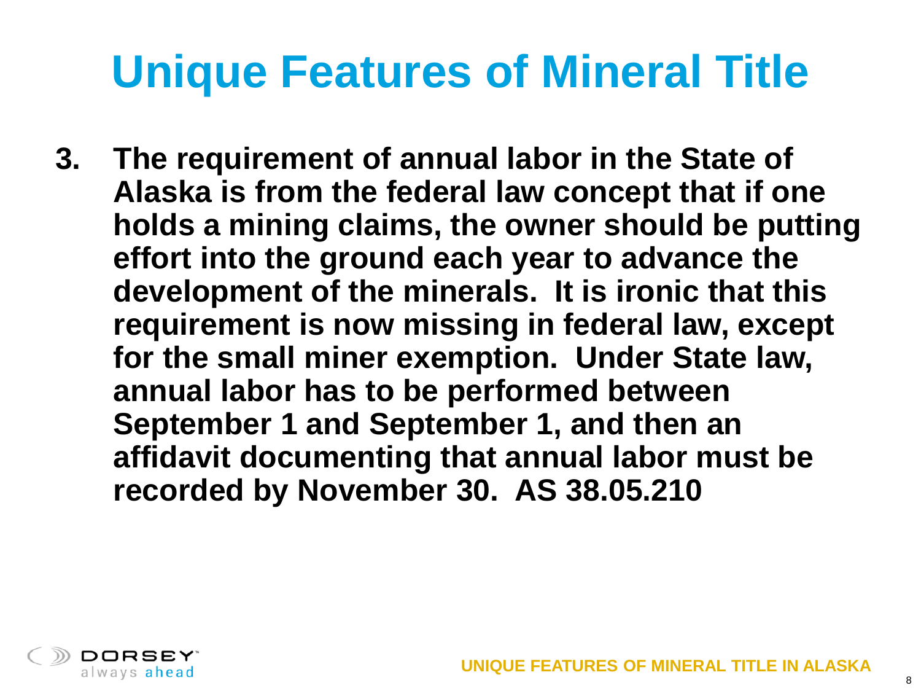# Unique Features of Mineral Title

3. **The requirement of annual labor in the State of Alaska is from the federal law concept that if one holds a mining claims, the owner should be putting effort into the ground each year to advance the development of the minerals. It is ironic that this requirement is now missing in federal law, except for the small miner exemption. Under State law, annual labor has to be performed between September 1 and September 1, and then an affidavit documenting that annual labor must be recorded by November 30. AS 38.05.210**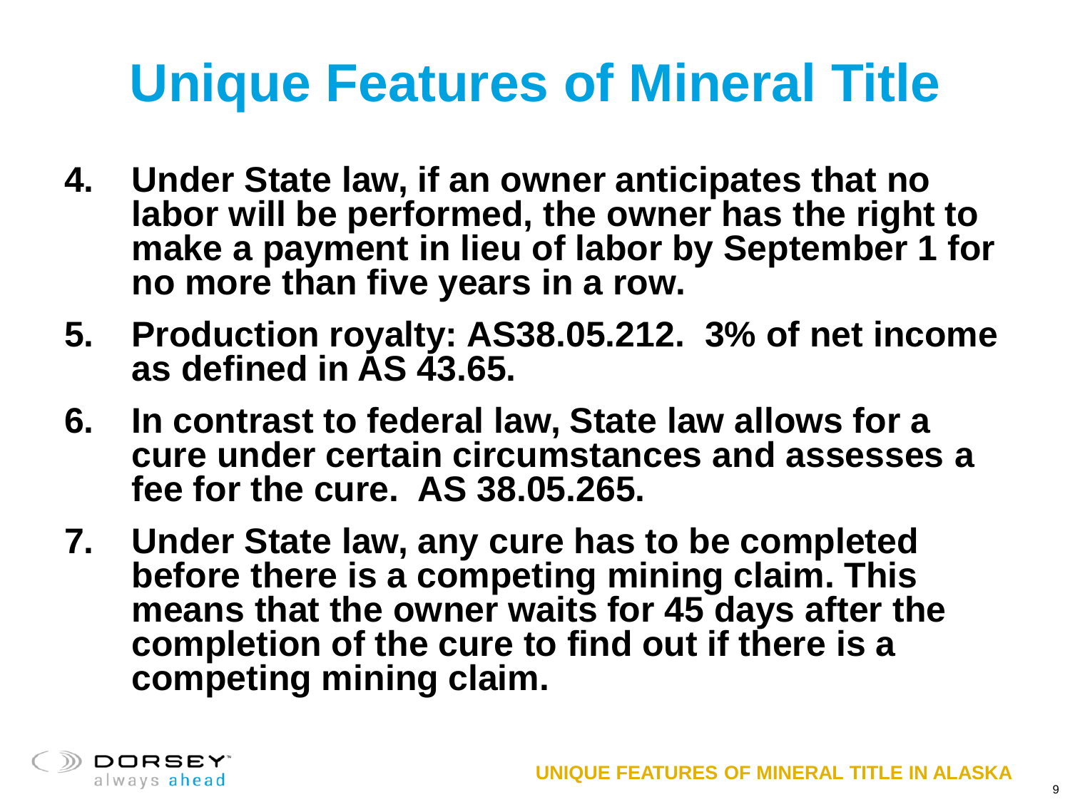# Unique Features of Mineral Title

4. **Under State law, if an owner anticipates that no labor will be performed, the owner has the right to make a payment in lieu of labor by September 1 for no more than five years in a row.**
5. **Production royalty: AS38.05.212. 3% of net income as defined in AS 43.65.**
6. **In contrast to federal law, State law allows for a cure under certain circumstances and assesses a fee for the cure. AS 38.05.265.**
7. **Under State law, any cure has to be completed before there is a competing mining claim. This means that the owner waits for 45 days after the completion of the cure to find out if there is a competing mining claim.**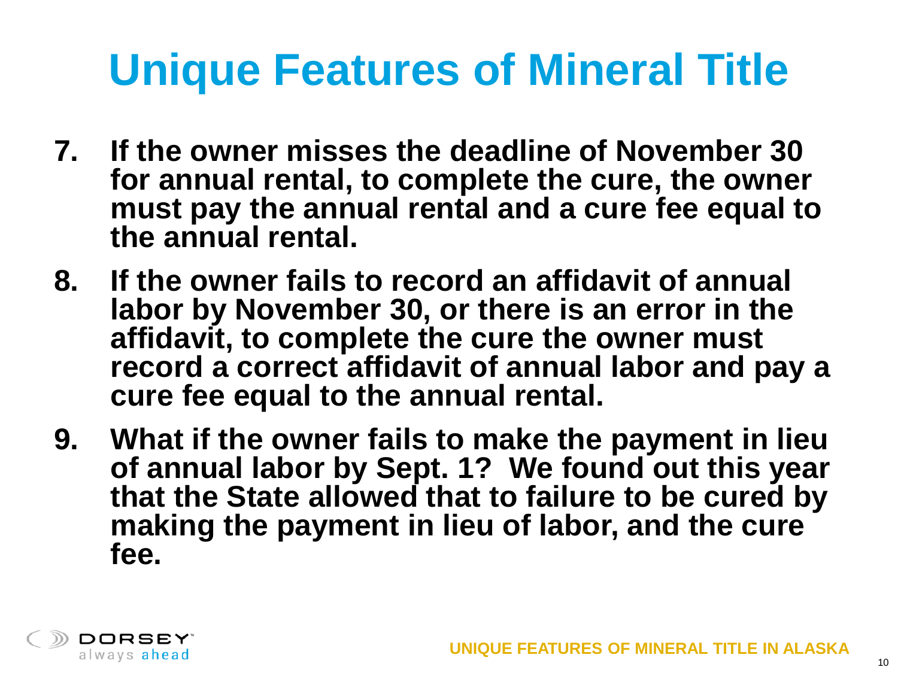# Unique Features of Mineral Title

7. **If the owner misses the deadline of November 30 for annual rental, to complete the cure, the owner must pay the annual rental and a cure fee equal to the annual rental.**
8. **If the owner fails to record an affidavit of annual labor by November 30, or there is an error in the affidavit, to complete the cure the owner must record a correct affidavit of annual labor and pay a cure fee equal to the annual rental.**
9. **What if the owner fails to make the payment in lieu of annual labor by Sept. 1? We found out this year that the State allowed that to failure to be cured by making the payment in lieu of labor, and the cure fee.**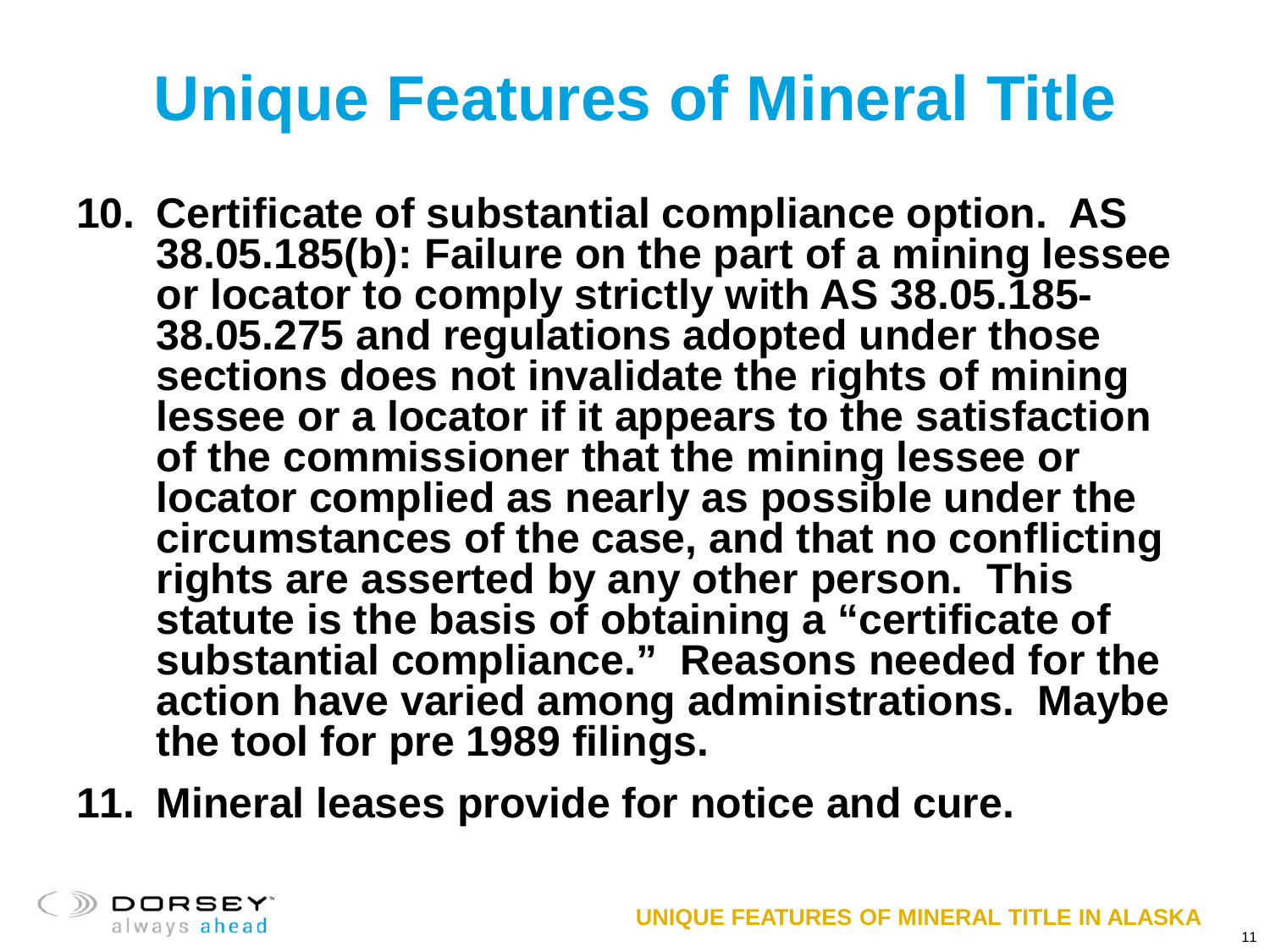# Unique Features of Mineral Title

10. **Certificate of substantial compliance option. AS 38.05.185(b): Failure on the part of a mining lessee or locator to comply strictly with AS 38.05.185-38.05.275 and regulations adopted under those sections does not invalidate the rights of mining lessee or a locator if it appears to the satisfaction of the commissioner that the mining lessee or locator complied as nearly as possible under the circumstances of the case, and that no conflicting rights are asserted by any other person. This statute is the basis of obtaining a "certificate of substantial compliance." Reasons needed for the action have varied among administrations. Maybe the tool for pre 1989 filings.**

11. **Mineral leases provide for notice and cure.**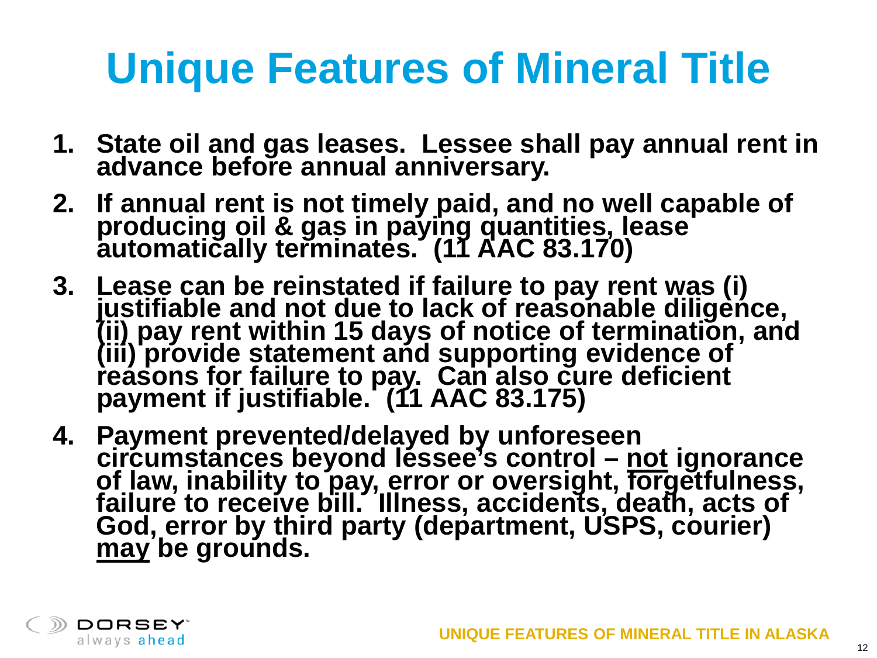# Unique Features of Mineral Title

1. **State oil and gas leases. Lessee shall pay annual rent in advance before annual anniversary.**
2. **If annual rent is not timely paid, and no well capable of producing oil & gas in paying quantities, lease automatically terminates. (11 AAC 83.170)**
3. **Lease can be reinstated if failure to pay rent was (i) justifiable and not due to lack of reasonable diligence, (ii) pay rent within 15 days of notice of termination, and (iii) provide statement and supporting evidence of reasons for failure to pay. Can also cure deficient payment if justifiable. (11 AAC 83.175)**
4. **Payment prevented/delayed by unforeseen circumstances beyond lessee's control – <u>not</u> ignorance of law, inability to pay, error or oversight, forgetfulness, failure to receive bill. Illness, accidents, death, acts of God, error by third party (department, USPS, courier) <u>may</u> be grounds.**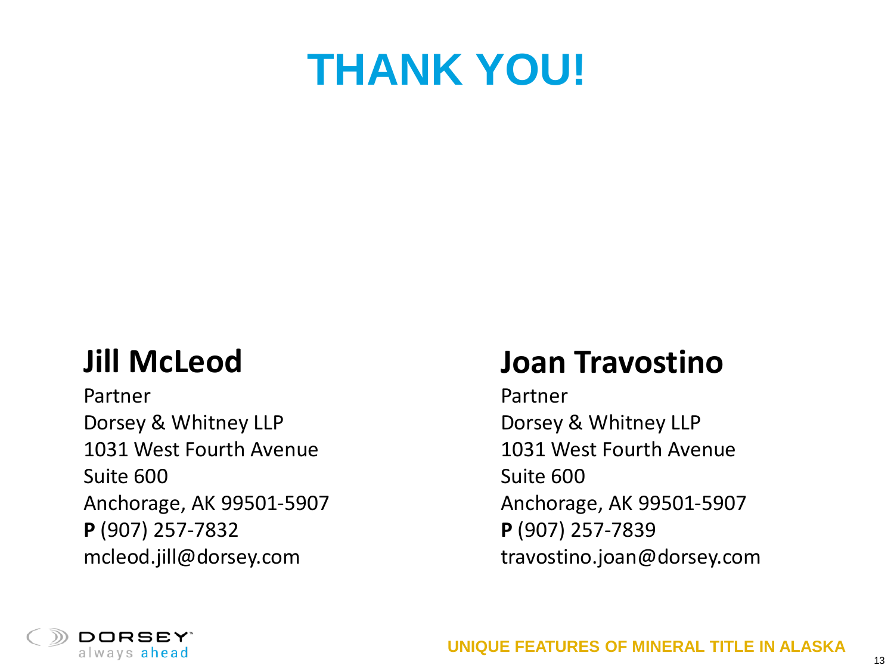# THANK YOU!

## Jill McLeod

Partner
Dorsey & Whitney LLP
1031 West Fourth Avenue
Suite 600
Anchorage, AK 99501-5907
**P** (907) 257-7832
mcleod.jill@dorsey.com

## Joan Travostino

Partner
Dorsey & Whitney LLP
1031 West Fourth Avenue
Suite 600
Anchorage, AK 99501-5907
**P** (907) 257-7839
travostino.joan@dorsey.com